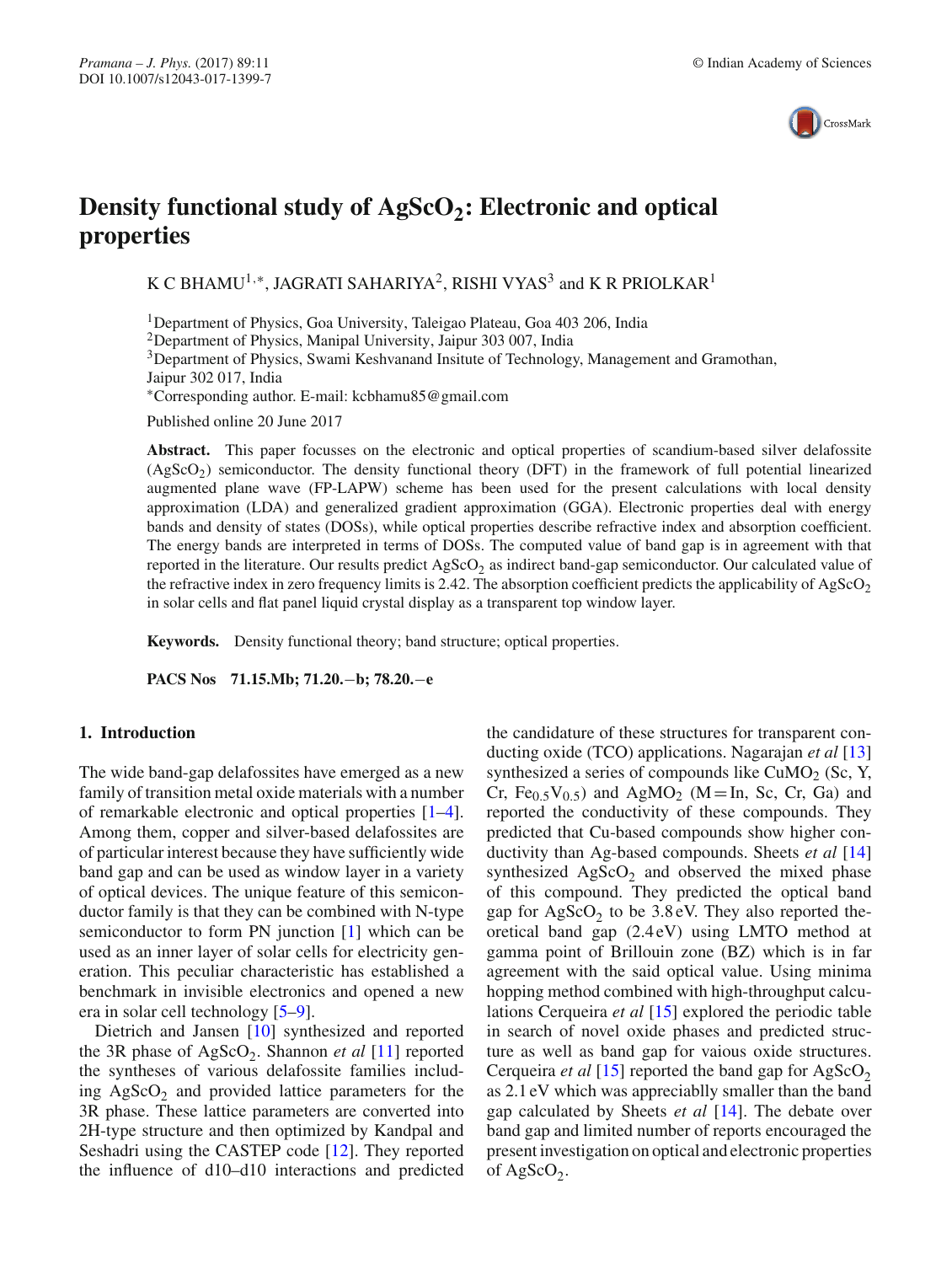// Density functional study of $AgScO_2$: Electronic and optical properties

K C BHAMU[1,*], JAGRATI SAHARIYA[2], RISHI VYAS[3] and K R PRIOLKAR[1]

[1]Department of Physics, Goa University, Taleigao Plateau, Goa 403 206, India
[2]Department of Physics, Manipal University, Jaipur 303 007, India
[3]Department of Physics, Swami Keshvanand Insitute of Technology, Management and Gramothan, Jaipur 302 017, India
[*]Corresponding author. E-mail: kcbhamu85@gmail.com

Published online 20 June 2017

**Abstract.** This paper focusses on the electronic and optical properties of scandium-based silver delafossite ($AgScO_2$) semiconductor. The density functional theory (DFT) in the framework of full potential linearized augmented plane wave (FP-LAPW) scheme has been used for the present calculations with local density approximation (LDA) and generalized gradient approximation (GGA). Electronic properties deal with energy bands and density of states (DOSs), while optical properties describe refractive index and absorption coefficient. The energy bands are interpreted in terms of DOSs. The computed value of band gap is in agreement with that reported in the literature. Our results predict $AgScO_2$ as indirect band-gap semiconductor. Our calculated value of the refractive index in zero frequency limits is 2.42. The absorption coefficient predicts the applicability of $AgScO_2$ in solar cells and flat panel liquid crystal display as a transparent top window layer.

**Keywords.** Density functional theory; band structure; optical properties.

**PACS Nos** 71.15.Mb; 71.20.−b; 78.20.−e

## 1. Introduction

The wide band-gap delafossites have emerged as a new family of transition metal oxide materials with a number of remarkable electronic and optical properties [1–4]. Among them, copper and silver-based delafossites are of particular interest because they have sufficiently wide band gap and can be used as window layer in a variety of optical devices. The unique feature of this semiconductor family is that they can be combined with N-type semiconductor to form PN junction [1] which can be used as an inner layer of solar cells for electricity generation. This peculiar characteristic has established a benchmark in invisible electronics and opened a new era in solar cell technology [5–9].

Dietrich and Jansen [10] synthesized and reported the 3R phase of $AgScO_2$. Shannon *et al* [11] reported the syntheses of various delafossite families including $AgScO_2$ and provided lattice parameters for the 3R phase. These lattice parameters are converted into 2H-type structure and then optimized by Kandpal and Seshadri using the CASTEP code [12]. They reported the influence of d10–d10 interactions and predicted the candidature of these structures for transparent conducting oxide (TCO) applications. Nagarajan *et al* [13] synthesized a series of compounds like $CuMO_2$ (Sc, Y, Cr, $Fe_{0.5}V_{0.5}$) and $AgMO_2$ (M = In, Sc, Cr, Ga) and reported the conductivity of these compounds. They predicted that Cu-based compounds show higher conductivity than Ag-based compounds. Sheets *et al* [14] synthesized $AgScO_2$ and observed the mixed phase of this compound. They predicted the optical band gap for $AgScO_2$ to be 3.8 eV. They also reported theoretical band gap (2.4 eV) using LMTO method at gamma point of Brillouin zone (BZ) which is in far agreement with the said optical value. Using minima hopping method combined with high-throughput calculations Cerqueira *et al* [15] explored the periodic table in search of novel oxide phases and predicted structure as well as band gap for vaious oxide structures. Cerqueira *et al* [15] reported the band gap for $AgScO_2$ as 2.1 eV which was appreciablly smaller than the band gap calculated by Sheets *et al* [14]. The debate over band gap and limited number of reports encouraged the present investigation on optical and electronic properties of $AgScO_2$.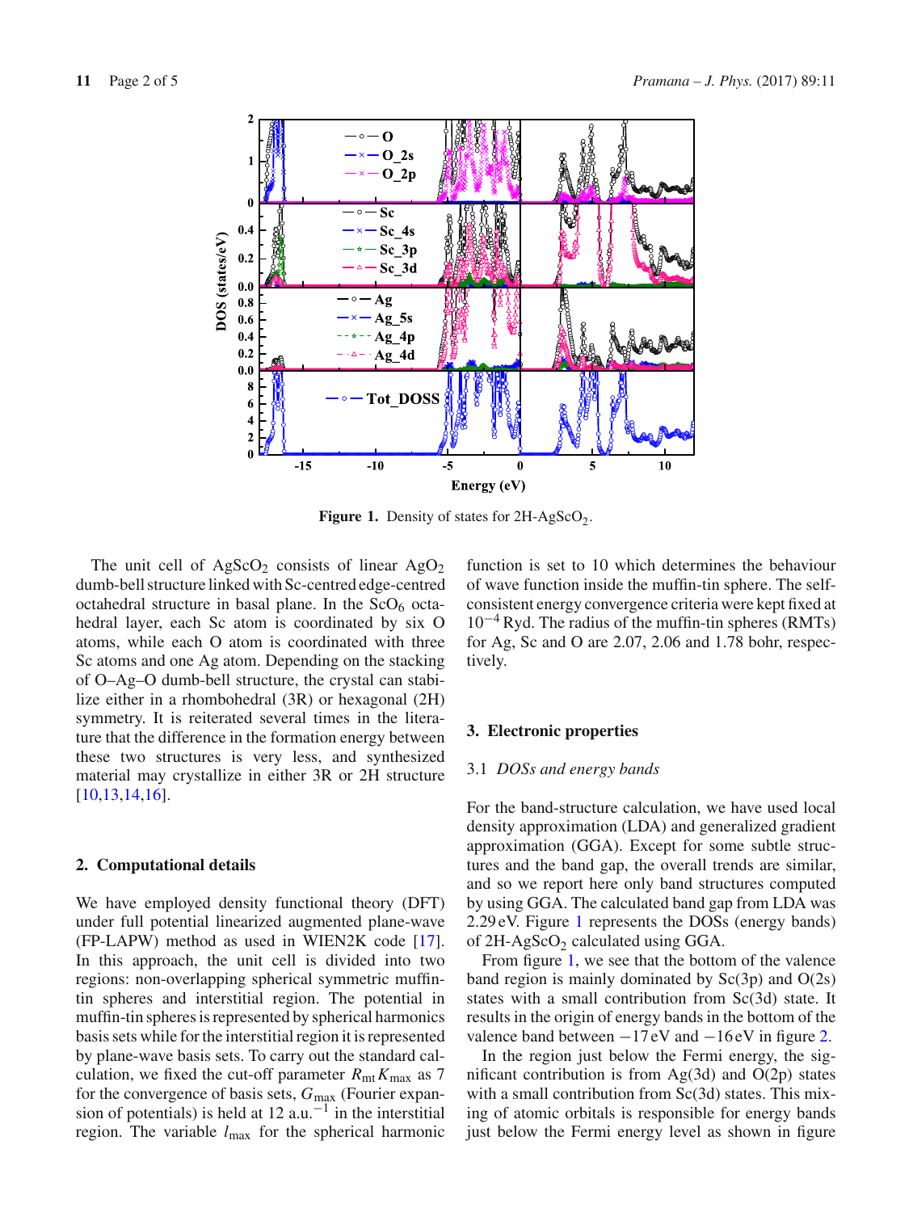**Figure 1.** Density of states for 2H-$AgScO_2$.

The unit cell of $AgScO_2$ consists of linear $AgO_2$ dumb-bell structure linked with Sc-centred edge-centred octahedral structure in basal plane. In the $ScO_6$ octahedral layer, each Sc atom is coordinated by six O atoms, while each O atom is coordinated with three Sc atoms and one Ag atom. Depending on the stacking of O–Ag–O dumb-bell structure, the crystal can stabilize either in a rhombohedral (3R) or hexagonal (2H) symmetry. It is reiterated several times in the literature that the difference in the formation energy between these two structures is very less, and synthesized material may crystallize in either 3R or 2H structure [10,13,14,16].

## 2. Computational details

We have employed density functional theory (DFT) under full potential linearized augmented plane-wave (FP-LAPW) method as used in WIEN2K code [17]. In this approach, the unit cell is divided into two regions: non-overlapping spherical symmetric muffin-tin spheres and interstitial region. The potential in muffin-tin spheres is represented by spherical harmonics basis sets while for the interstitial region it is represented by plane-wave basis sets. To carry out the standard calculation, we fixed the cut-off parameter $R_{mt}K_{max}$ as 7 for the convergence of basis sets, $G_{max}$ (Fourier expansion of potentials) is held at 12 a.u.$^{-1}$ in the interstitial region. The variable $l_{max}$ for the spherical harmonic function is set to 10 which determines the behaviour of wave function inside the muffin-tin sphere. The self-consistent energy convergence criteria were kept fixed at $10^{-4}$ Ryd. The radius of the muffin-tin spheres (RMTs) for Ag, Sc and O are 2.07, 2.06 and 1.78 bohr, respectively.

## 3. Electronic properties

### 3.1 *DOSs and energy bands*

For the band-structure calculation, we have used local density approximation (LDA) and generalized gradient approximation (GGA). Except for some subtle structures and the band gap, the overall trends are similar, and so we report here only band structures computed by using GGA. The calculated band gap from LDA was 2.29 eV. Figure 1 represents the DOSs (energy bands) of 2H-$AgScO_2$ calculated using GGA.

From figure 1, we see that the bottom of the valence band region is mainly dominated by Sc(3p) and O(2s) states with a small contribution from Sc(3d) state. It results in the origin of energy bands in the bottom of the valence band between −17 eV and −16 eV in figure 2.

In the region just below the Fermi energy, the significant contribution is from Ag(3d) and O(2p) states with a small contribution from Sc(3d) states. This mixing of atomic orbitals is responsible for energy bands just below the Fermi energy level as shown in figure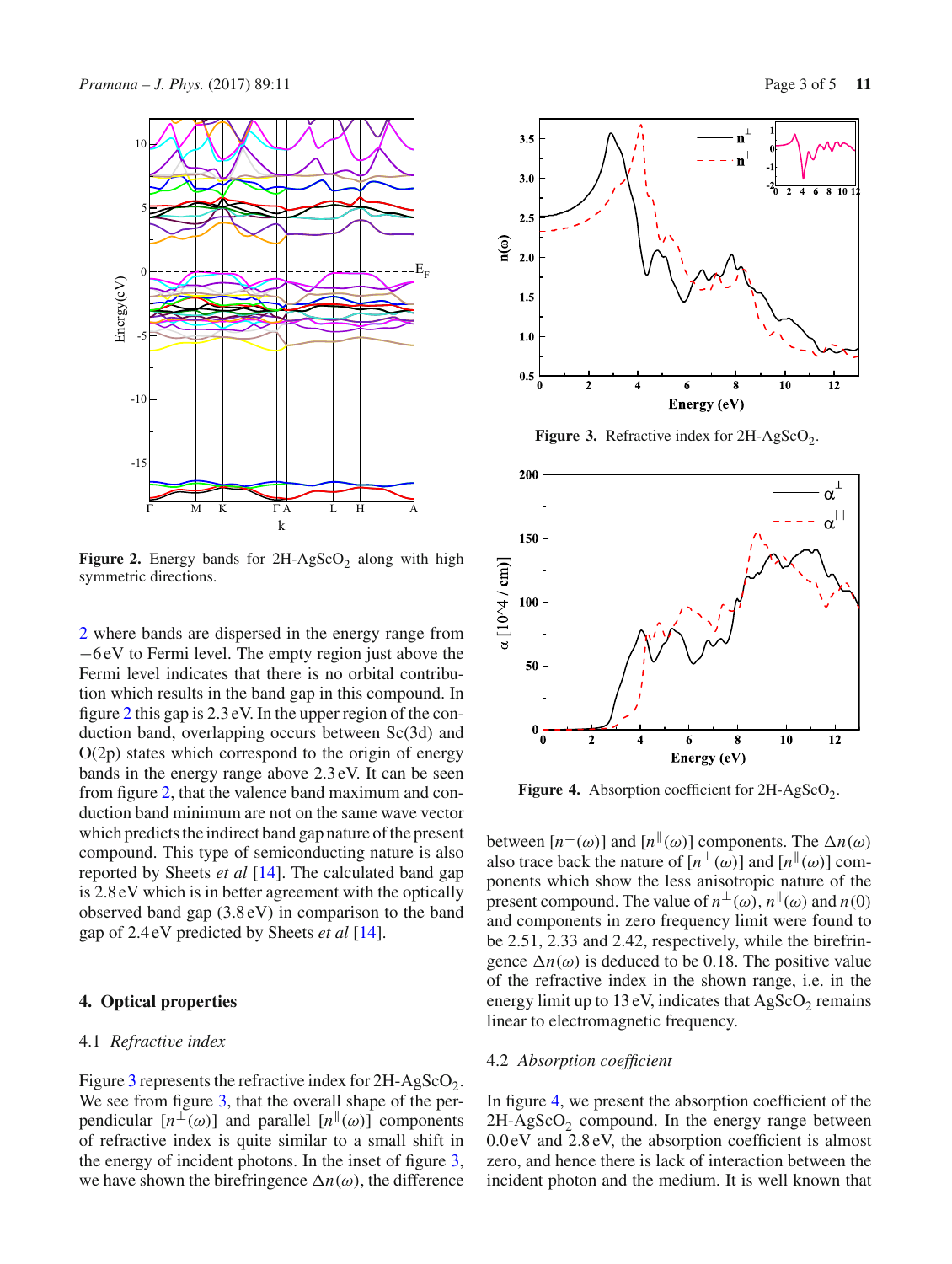Figure 2. Energy bands for 2H-$AgScO_2$ along with high symmetric directions.

2 where bands are dispersed in the energy range from −6 eV to Fermi level. The empty region just above the Fermi level indicates that there is no orbital contribution which results in the band gap in this compound. In figure 2 this gap is 2.3 eV. In the upper region of the conduction band, overlapping occurs between Sc(3d) and O(2p) states which correspond to the origin of energy bands in the energy range above 2.3 eV. It can be seen from figure 2, that the valence band maximum and conduction band minimum are not on the same wave vector which predicts the indirect band gap nature of the present compound. This type of semiconducting nature is also reported by Sheets *et al* [14]. The calculated band gap is 2.8 eV which is in better agreement with the optically observed band gap (3.8 eV) in comparison to the band gap of 2.4 eV predicted by Sheets *et al* [14].

## 4. Optical properties

### 4.1 *Refractive index*

Figure 3 represents the refractive index for 2H-$AgScO_2$. We see from figure 3, that the overall shape of the perpendicular $[n^{\perp}(\omega)]$ and parallel $[n^{\parallel}(\omega)]$ components of refractive index is quite similar to a small shift in the energy range of incident photons. In the inset of figure 3, we have shown the birefringence $\Delta n(\omega)$, the difference between $[n^{\perp}(\omega)]$ and $[n^{\parallel}(\omega)]$ components. The $\Delta n(\omega)$ also trace back the nature of $[n^{\perp}(\omega)]$ and $[n^{\parallel}(\omega)]$ components which show the less anisotropic nature of the present compound. The value of $n^{\perp}(\omega)$, $n^{\parallel}(\omega)$ and $n(0)$ and components in zero frequency limit were found to be 2.51, 2.33 and 2.42, respectively, while the birefringence $\Delta n(\omega)$ is deduced to be 0.18. The positive value of the refractive index in the shown range, i.e. in the energy limit up to 13 eV, indicates that $AgScO_2$ remains linear to electromagnetic frequency.

Figure 3. Refractive index for 2H-$AgScO_2$.

Figure 4. Absorption coefficient for 2H-$AgScO_2$.

### 4.2 *Absorption coefficient*

In figure 4, we present the absorption coefficient of the 2H-$AgScO_2$ compound. In the energy range between 0.0 eV and 2.8 eV, the absorption coefficient is almost zero, and hence there is lack of interaction between the incident photon and the medium. It is well known that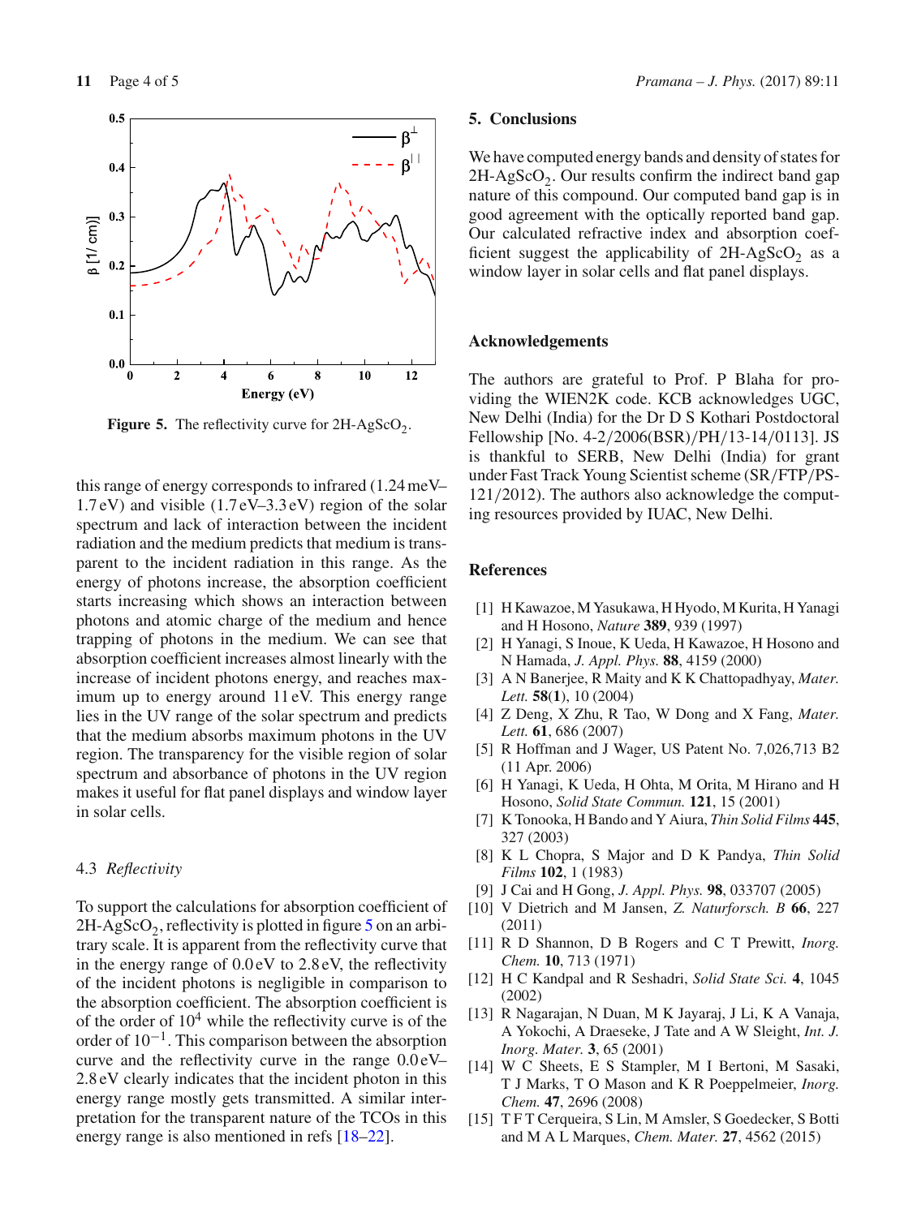Figure 5. The reflectivity curve for 2H-$AgScO_2$.

this range of energy corresponds to infrared (1.24 meV–1.7 eV) and visible (1.7 eV–3.3 eV) region of the solar spectrum and lack of interaction between the incident radiation and the medium predicts that medium is transparent to the incident radiation in this range. As the energy of photons increase, the absorption coefficient starts increasing which shows an interaction between photons and atomic charge of the medium and hence trapping of photons in the medium. We can see that absorption coefficient increases almost linearly with the increase of incident photons energy, and reaches maximum up to energy around 11 eV. This energy range lies in the UV range of the solar spectrum and predicts that the medium absorbs maximum photons in the UV region. The transparency for the visible region of solar spectrum and absorbance of photons in the UV region makes it useful for flat panel displays and window layer in solar cells.

### 4.3 *Reflectivity*

To support the calculations for absorption coefficient of 2H-$AgScO_2$, reflectivity is plotted in figure 5 on an arbitrary scale. It is apparent from the reflectivity curve that in the energy range of 0.0 eV to 2.8 eV, the reflectivity of the incident photons is negligible in comparison to the absorption coefficient. The absorption coefficient is of the order of $10^4$ while the reflectivity curve is of the order of $10^{-1}$. This comparison between the absorption curve and the reflectivity curve in the range 0.0 eV–2.8 eV clearly indicates that the incident photon in this energy range mostly gets transmitted. A similar interpretation for the transparent nature of the TCOs in this energy range is also mentioned in refs [18–22].

## 5. Conclusions

We have computed energy bands and density of states for 2H-$AgScO_2$. Our results confirm the indirect band gap nature of this compound. Our computed band gap is in good agreement with the optically reported band gap. Our calculated refractive index and absorption coefficient suggest the applicability of 2H-$AgScO_2$ as a window layer in solar cells and flat panel displays.

## Acknowledgements

The authors are grateful to Prof. P Blaha for providing the WIEN2K code. KCB acknowledges UGC, New Delhi (India) for the Dr D S Kothari Postdoctoral Fellowship [No. 4-2/2006(BSR)/PH/13-14/0113]. JS is thankful to SERB, New Delhi (India) for grant under Fast Track Young Scientist scheme (SR/FTP/PS-121/2012). The authors also acknowledge the computing resources provided by IUAC, New Delhi.

## References

[1] H Kawazoe, M Yasukawa, H Hyodo, M Kurita, H Yanagi and H Hosono, *Nature* **389**, 939 (1997)

[2] H Yanagi, S Inoue, K Ueda, H Kawazoe, H Hosono and N Hamada, *J. Appl. Phys.* **88**, 4159 (2000)

[3] A N Banerjee, R Maity and K K Chattopadhyay, *Mater. Lett.* **58**(**1**), 10 (2004)

[4] Z Deng, X Zhu, R Tao, W Dong and X Fang, *Mater. Lett.* **61**, 686 (2007)

[5] R Hoffman and J Wager, US Patent No. 7,026,713 B2 (11 Apr. 2006)

[6] H Yanagi, K Ueda, H Ohta, M Orita, M Hirano and H Hosono, *Solid State Commun.* **121**, 15 (2001)

[7] K Tonooka, H Bando and Y Aiura, *Thin Solid Films* **445**, 327 (2003)

[8] K L Chopra, S Major and D K Pandya, *Thin Solid Films* **102**, 1 (1983)

[9] J Cai and H Gong, *J. Appl. Phys.* **98**, 033707 (2005)

[10] V Dietrich and M Jansen, *Z. Naturforsch. B* **66**, 227 (2011)

[11] R D Shannon, D B Rogers and C T Prewitt, *Inorg. Chem.* **10**, 713 (1971)

[12] H C Kandpal and R Seshadri, *Solid State Sci.* **4**, 1045 (2002)

[13] R Nagarajan, N Duan, M K Jayaraj, J Li, K A Vanaja, A Yokochi, A Draeseke, J Tate and A W Sleight, *Int. J. Inorg. Mater.* **3**, 65 (2001)

[14] W C Sheets, E S Stampler, M I Bertoni, M Sasaki, T J Marks, T O Mason and K R Poeppelmeier, *Inorg. Chem.* **47**, 2696 (2008)

[15] T F T Cerqueira, S Lin, M Amsler, S Goedecker, S Botti and M A L Marques, *Chem. Mater.* **27**, 4562 (2015)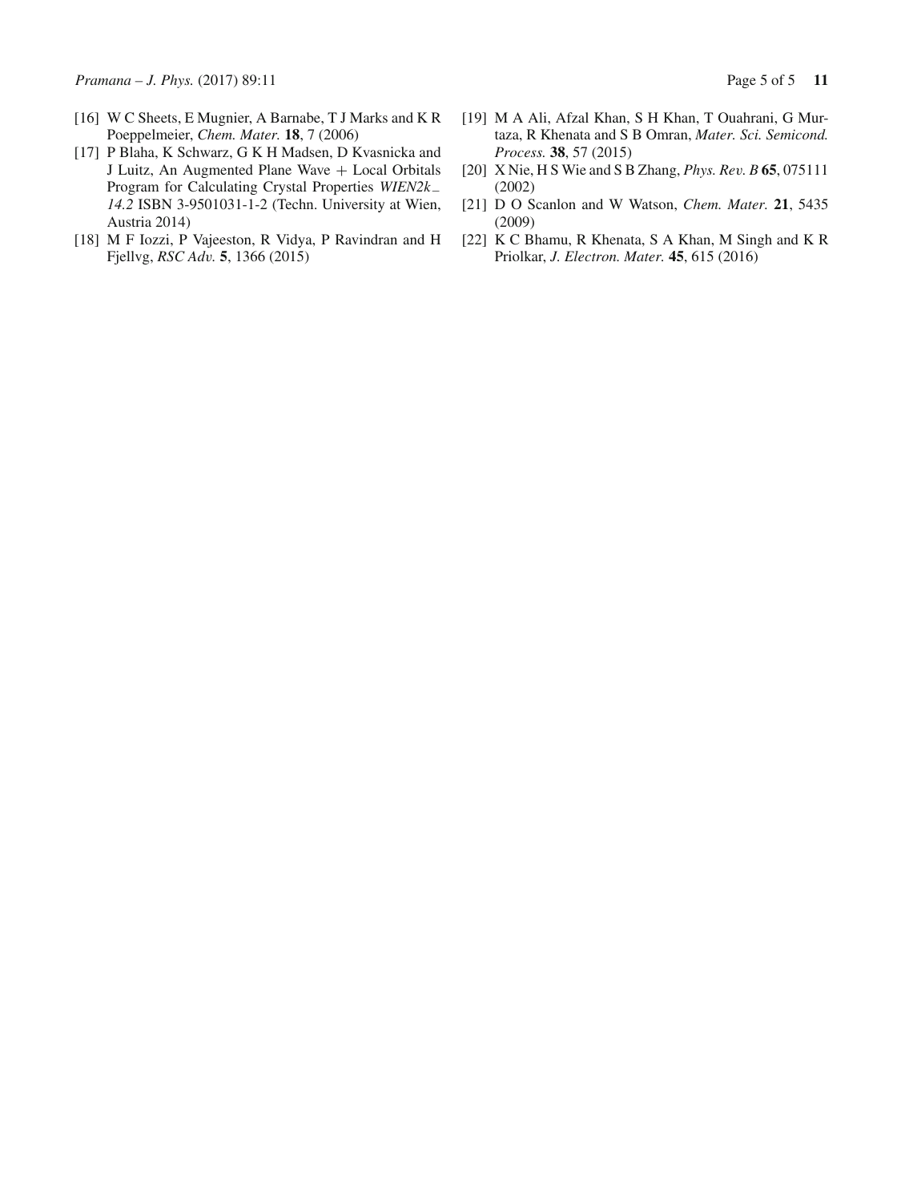[16] W C Sheets, E Mugnier, A Barnabe, T J Marks and K R Poeppelmeier, *Chem. Mater.* **18**, 7 (2006)

[17] P Blaha, K Schwarz, G K H Madsen, D Kvasnicka and J Luitz, An Augmented Plane Wave + Local Orbitals Program for Calculating Crystal Properties *WIEN2k_14.2* ISBN 3-9501031-1-2 (Techn. University at Wien, Austria 2014)

[18] M F Iozzi, P Vajeeston, R Vidya, P Ravindran and H Fjellvg, *RSC Adv.* **5**, 1366 (2015)

[19] M A Ali, Afzal Khan, S H Khan, T Ouahrani, G Murtaza, R Khenata and S B Omran, *Mater. Sci. Semicond. Process.* **38**, 57 (2015)

[20] X Nie, H S Wie and S B Zhang, *Phys. Rev. B* **65**, 075111 (2002)

[21] D O Scanlon and W Watson, *Chem. Mater.* **21**, 5435 (2009)

[22] K C Bhamu, R Khenata, S A Khan, M Singh and K R Priolkar, *J. Electron. Mater.* **45**, 615 (2016)